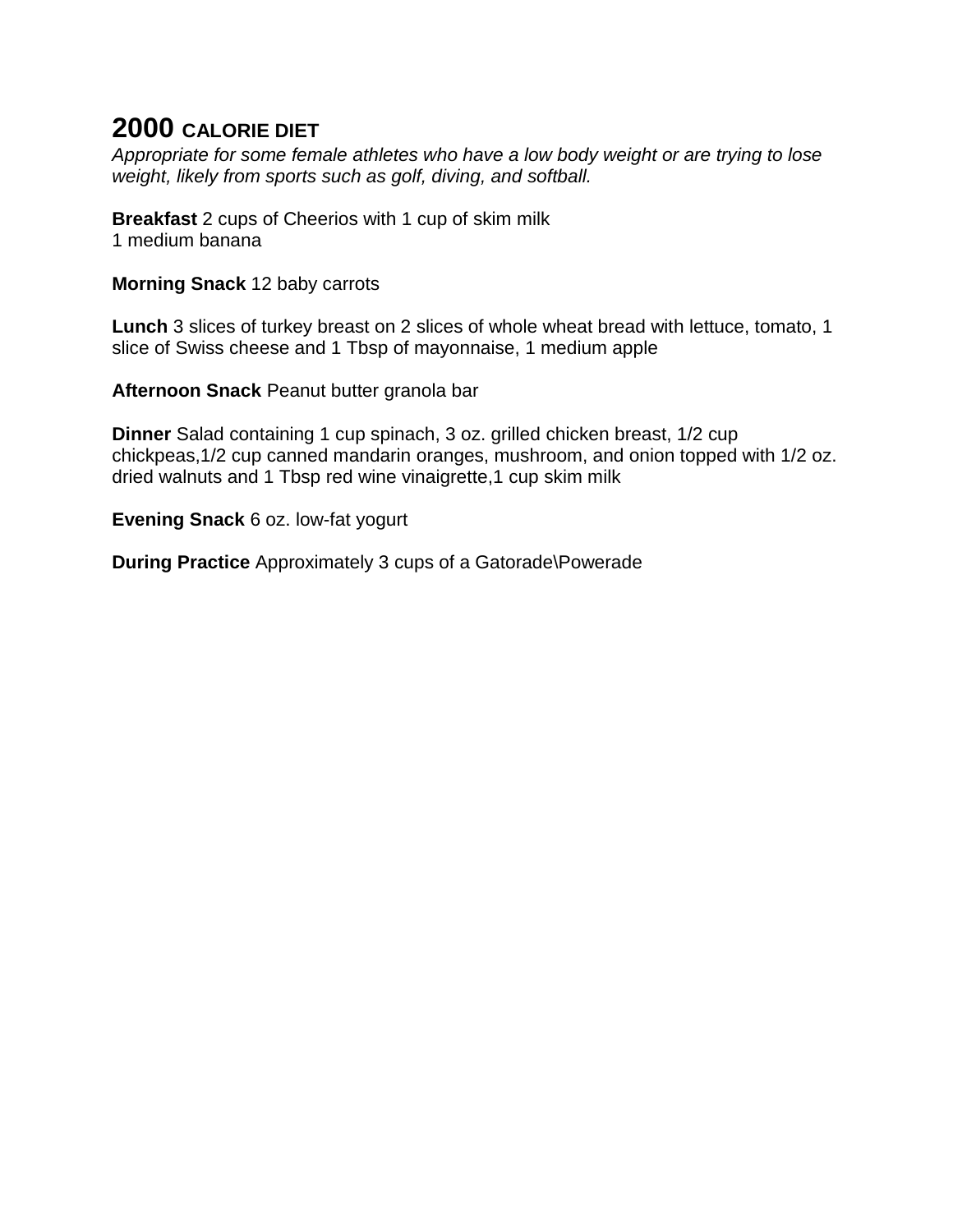## 2000 CALORIE DIET

*Appropriate for some female athletes who have a low body weight or are trying to lose weight, likely from sports such as golf, diving, and softball.*

**Breakfast** 2 cups of Cheerios with 1 cup of skim milk
1 medium banana

**Morning Snack** 12 baby carrots

**Lunch** 3 slices of turkey breast on 2 slices of whole wheat bread with lettuce, tomato, 1 slice of Swiss cheese and 1 Tbsp of mayonnaise, 1 medium apple

**Afternoon Snack** Peanut butter granola bar

**Dinner** Salad containing 1 cup spinach, 3 oz. grilled chicken breast, 1/2 cup chickpeas,1/2 cup canned mandarin oranges, mushroom, and onion topped with 1/2 oz. dried walnuts and 1 Tbsp red wine vinaigrette,1 cup skim milk

**Evening Snack** 6 oz. low-fat yogurt

**During Practice** Approximately 3 cups of a Gatorade\Powerade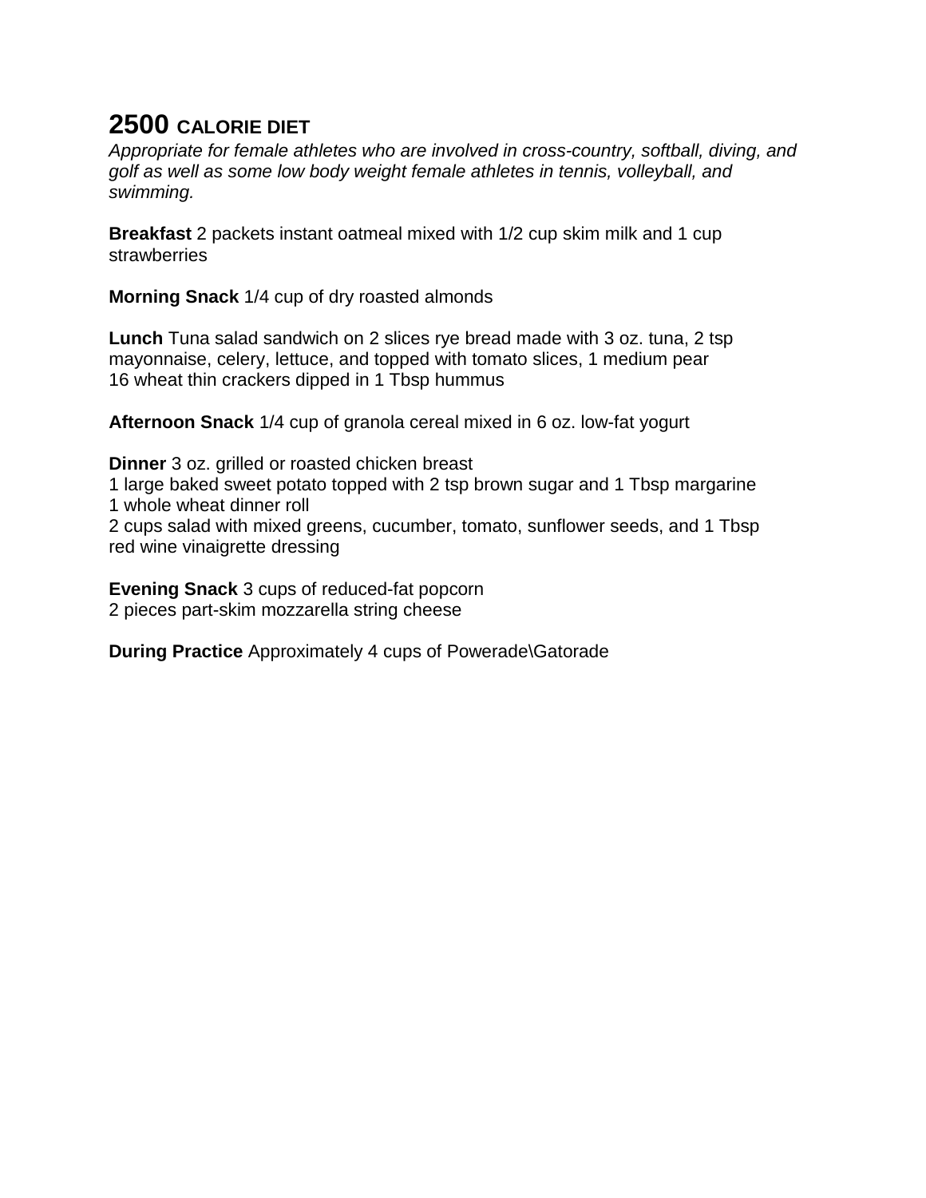# 2500 CALORIE DIET

*Appropriate for female athletes who are involved in cross-country, softball, diving, and golf as well as some low body weight female athletes in tennis, volleyball, and swimming.*

**Breakfast** 2 packets instant oatmeal mixed with 1/2 cup skim milk and 1 cup strawberries

**Morning Snack** 1/4 cup of dry roasted almonds

**Lunch** Tuna salad sandwich on 2 slices rye bread made with 3 oz. tuna, 2 tsp mayonnaise, celery, lettuce, and topped with tomato slices, 1 medium pear
16 wheat thin crackers dipped in 1 Tbsp hummus

**Afternoon Snack** 1/4 cup of granola cereal mixed in 6 oz. low-fat yogurt

**Dinner** 3 oz. grilled or roasted chicken breast
1 large baked sweet potato topped with 2 tsp brown sugar and 1 Tbsp margarine
1 whole wheat dinner roll
2 cups salad with mixed greens, cucumber, tomato, sunflower seeds, and 1 Tbsp red wine vinaigrette dressing

**Evening Snack** 3 cups of reduced-fat popcorn
2 pieces part-skim mozzarella string cheese

**During Practice** Approximately 4 cups of Powerade\Gatorade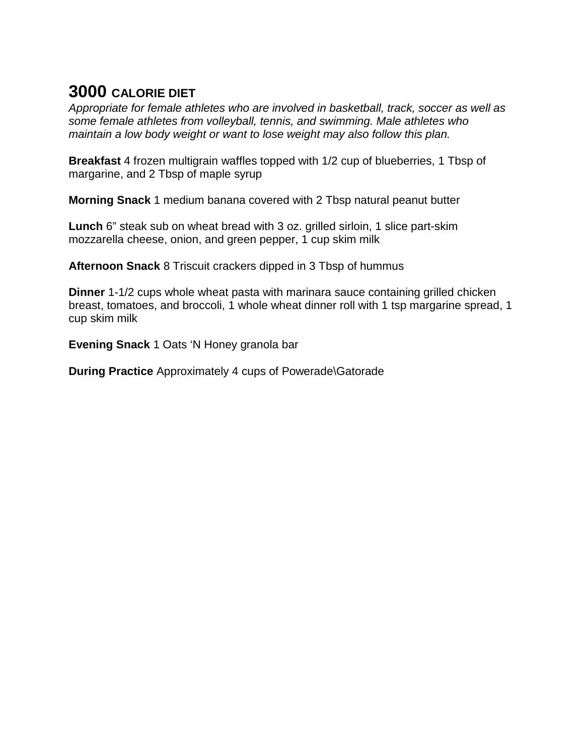## 3000 CALORIE DIET

*Appropriate for female athletes who are involved in basketball, track, soccer as well as some female athletes from volleyball, tennis, and swimming. Male athletes who maintain a low body weight or want to lose weight may also follow this plan.*

**Breakfast** 4 frozen multigrain waffles topped with 1/2 cup of blueberries, 1 Tbsp of margarine, and 2 Tbsp of maple syrup

**Morning Snack** 1 medium banana covered with 2 Tbsp natural peanut butter

**Lunch** 6" steak sub on wheat bread with 3 oz. grilled sirloin, 1 slice part-skim mozzarella cheese, onion, and green pepper, 1 cup skim milk

**Afternoon Snack** 8 Triscuit crackers dipped in 3 Tbsp of hummus

**Dinner** 1-1/2 cups whole wheat pasta with marinara sauce containing grilled chicken breast, tomatoes, and broccoli, 1 whole wheat dinner roll with 1 tsp margarine spread, 1 cup skim milk

**Evening Snack** 1 Oats 'N Honey granola bar

**During Practice** Approximately 4 cups of Powerade\Gatorade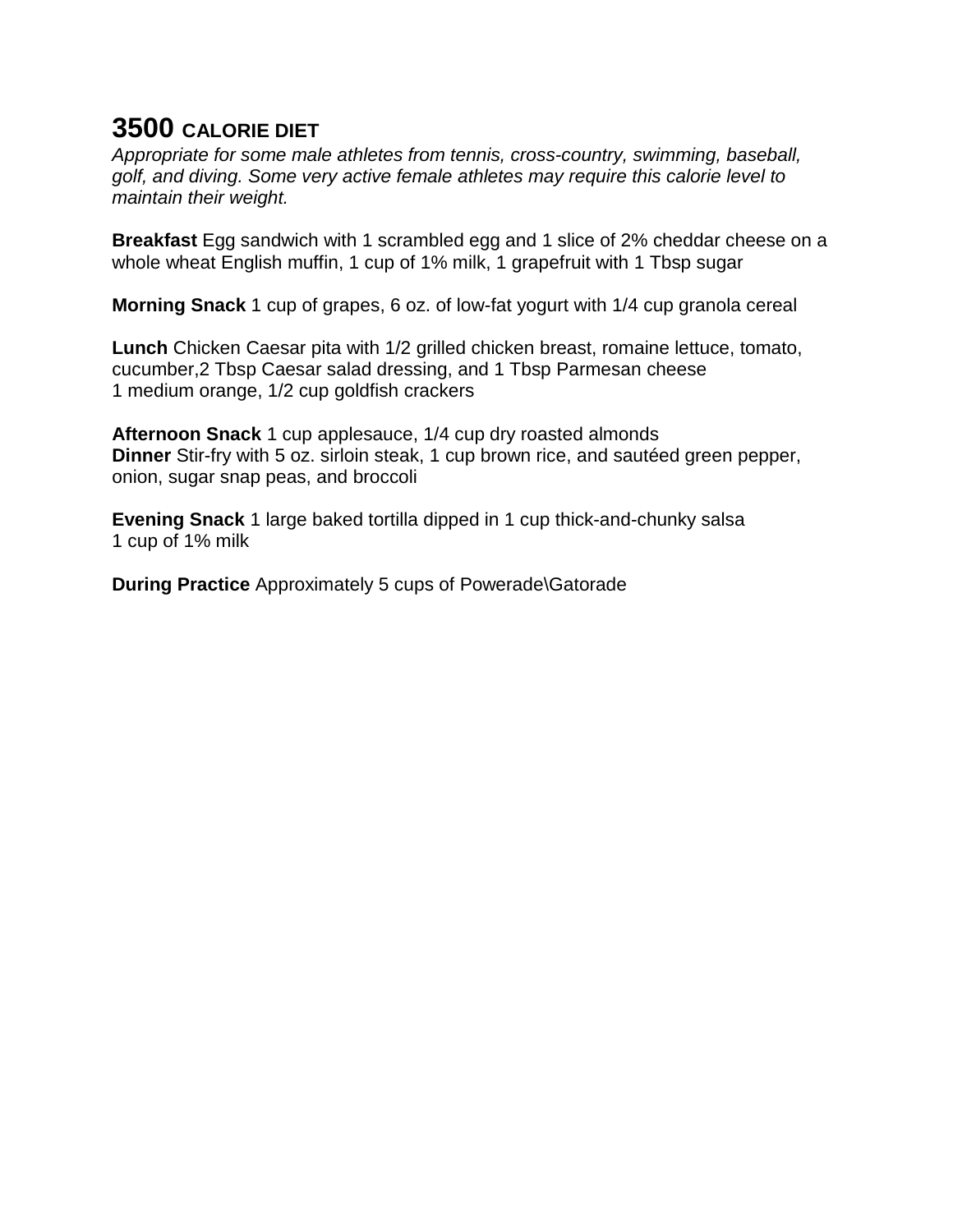# 3500 CALORIE DIET

*Appropriate for some male athletes from tennis, cross-country, swimming, baseball, golf, and diving. Some very active female athletes may require this calorie level to maintain their weight.*

**Breakfast** Egg sandwich with 1 scrambled egg and 1 slice of 2% cheddar cheese on a whole wheat English muffin, 1 cup of 1% milk, 1 grapefruit with 1 Tbsp sugar

**Morning Snack** 1 cup of grapes, 6 oz. of low-fat yogurt with 1/4 cup granola cereal

**Lunch** Chicken Caesar pita with 1/2 grilled chicken breast, romaine lettuce, tomato, cucumber,2 Tbsp Caesar salad dressing, and 1 Tbsp Parmesan cheese
1 medium orange, 1/2 cup goldfish crackers

**Afternoon Snack** 1 cup applesauce, 1/4 cup dry roasted almonds
**Dinner** Stir-fry with 5 oz. sirloin steak, 1 cup brown rice, and sautéed green pepper, onion, sugar snap peas, and broccoli

**Evening Snack** 1 large baked tortilla dipped in 1 cup thick-and-chunky salsa
1 cup of 1% milk

**During Practice** Approximately 5 cups of Powerade\Gatorade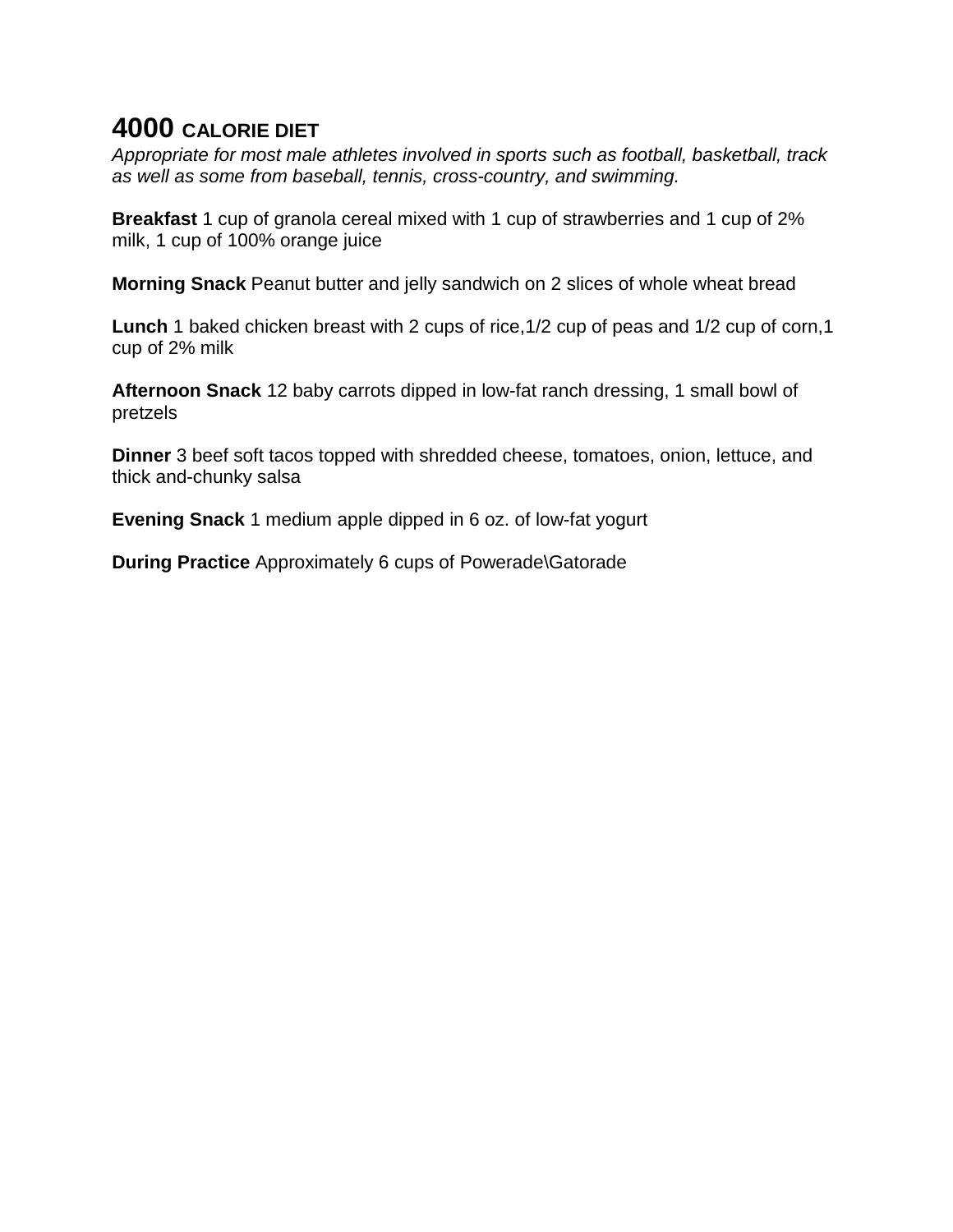# 4000 CALORIE DIET

*Appropriate for most male athletes involved in sports such as football, basketball, track as well as some from baseball, tennis, cross-country, and swimming.*

**Breakfast** 1 cup of granola cereal mixed with 1 cup of strawberries and 1 cup of 2% milk, 1 cup of 100% orange juice

**Morning Snack** Peanut butter and jelly sandwich on 2 slices of whole wheat bread

**Lunch** 1 baked chicken breast with 2 cups of rice,1/2 cup of peas and 1/2 cup of corn,1 cup of 2% milk

**Afternoon Snack** 12 baby carrots dipped in low-fat ranch dressing, 1 small bowl of pretzels

**Dinner** 3 beef soft tacos topped with shredded cheese, tomatoes, onion, lettuce, and thick and-chunky salsa

**Evening Snack** 1 medium apple dipped in 6 oz. of low-fat yogurt

**During Practice** Approximately 6 cups of Powerade\Gatorade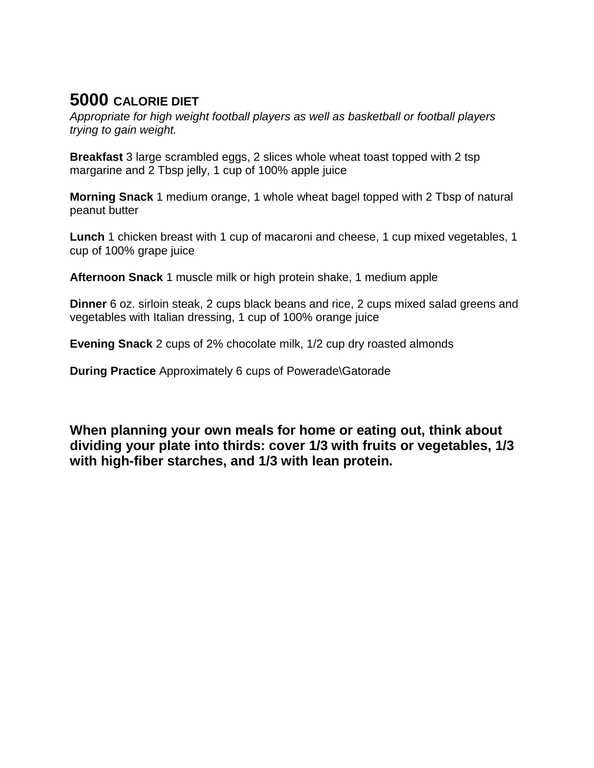## 5000 CALORIE DIET

*Appropriate for high weight football players as well as basketball or football players trying to gain weight.*

**Breakfast** 3 large scrambled eggs, 2 slices whole wheat toast topped with 2 tsp margarine and 2 Tbsp jelly, 1 cup of 100% apple juice

**Morning Snack** 1 medium orange, 1 whole wheat bagel topped with 2 Tbsp of natural peanut butter

**Lunch** 1 chicken breast with 1 cup of macaroni and cheese, 1 cup mixed vegetables, 1 cup of 100% grape juice

**Afternoon Snack** 1 muscle milk or high protein shake, 1 medium apple

**Dinner** 6 oz. sirloin steak, 2 cups black beans and rice, 2 cups mixed salad greens and vegetables with Italian dressing, 1 cup of 100% orange juice

**Evening Snack** 2 cups of 2% chocolate milk, 1/2 cup dry roasted almonds

**During Practice** Approximately 6 cups of Powerade\Gatorade

**When planning your own meals for home or eating out, think about dividing your plate into thirds: cover 1/3 with fruits or vegetables, 1/3 with high-fiber starches, and 1/3 with lean protein.**